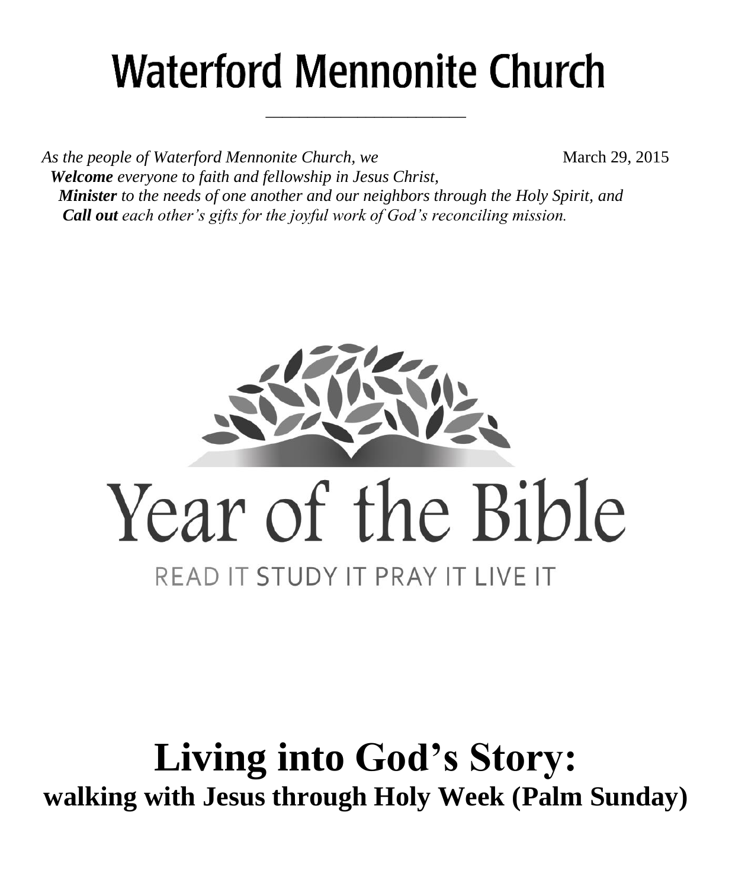# Waterford Mennonite Church

*As the people of Waterford Mennonite Church, we* March 29, 2015

***Welcome*** *everyone to faith and fellowship in Jesus Christ,*
***Minister*** *to the needs of one another and our neighbors through the Holy Spirit, and*
***Call out*** *each other's gifts for the joyful work of God's reconciling mission.*

Year of the Bible

READ IT STUDY IT PRAY IT LIVE IT

# Living into God's Story:

## walking with Jesus through Holy Week (Palm Sunday)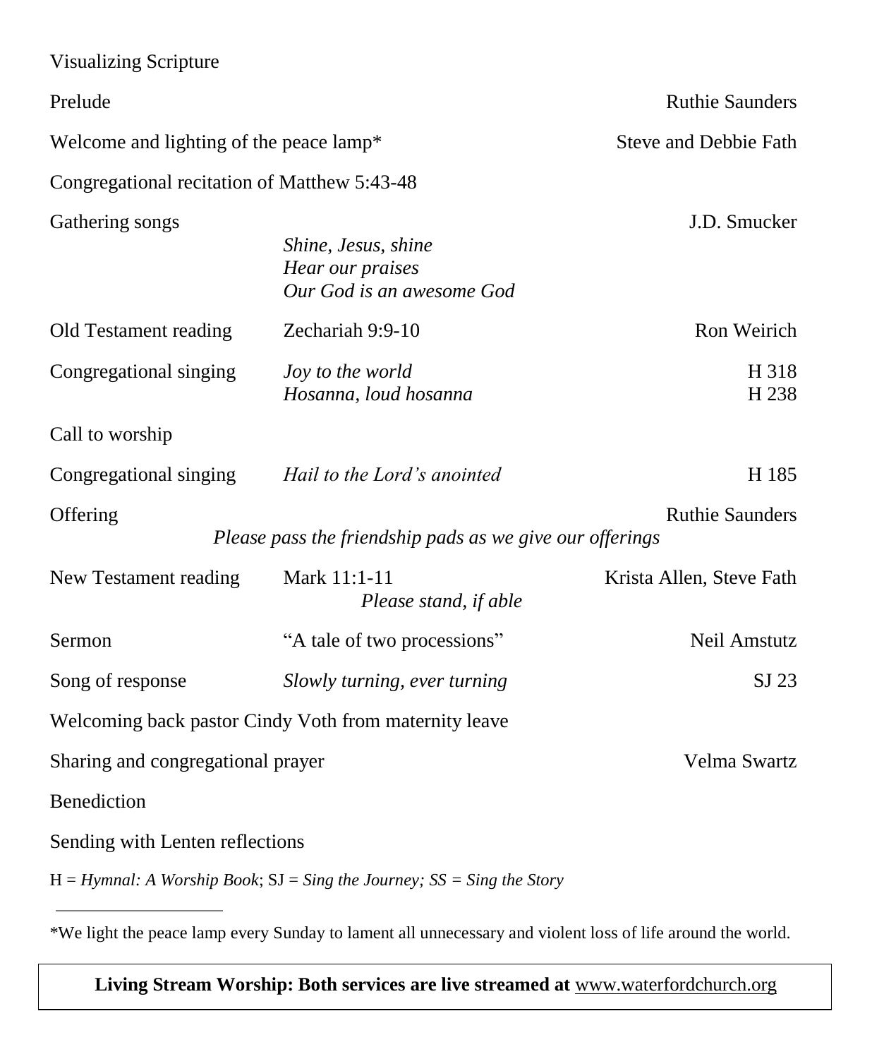Visualizing Scripture

| | | |
|---|---|---|
| Prelude | | Ruthie Saunders |
| Welcome and lighting of the peace lamp* | | Steve and Debbie Fath |
| Congregational recitation of Matthew 5:43-48 | | |
| Gathering songs | *Shine, Jesus, shine*<br>*Hear our praises*<br>*Our God is an awesome God* | J.D. Smucker |
| Old Testament reading | Zechariah 9:9-10 | Ron Weirich |
| Congregational singing | *Joy to the world*<br>*Hosanna, loud hosanna* | H 318<br>H 238 |
| Call to worship | | |
| Congregational singing | *Hail to the Lord's anointed* | H 185 |
| Offering | *Please pass the friendship pads as we give our offerings* | Ruthie Saunders |
| New Testament reading | Mark 11:1-11<br>*Please stand, if able* | Krista Allen, Steve Fath |
| Sermon | "A tale of two processions" | Neil Amstutz |
| Song of response | *Slowly turning, ever turning* | SJ 23 |
| Welcoming back pastor Cindy Voth from maternity leave | | |
| Sharing and congregational prayer | | Velma Swartz |
| Benediction | | |
| Sending with Lenten reflections | | |

H = *Hymnal: A Worship Book*; SJ = *Sing the Journey; SS = Sing the Story*

---

*We light the peace lamp every Sunday to lament all unnecessary and violent loss of life around the world.

**Living Stream Worship: Both services are live streamed at** www.waterfordchurch.org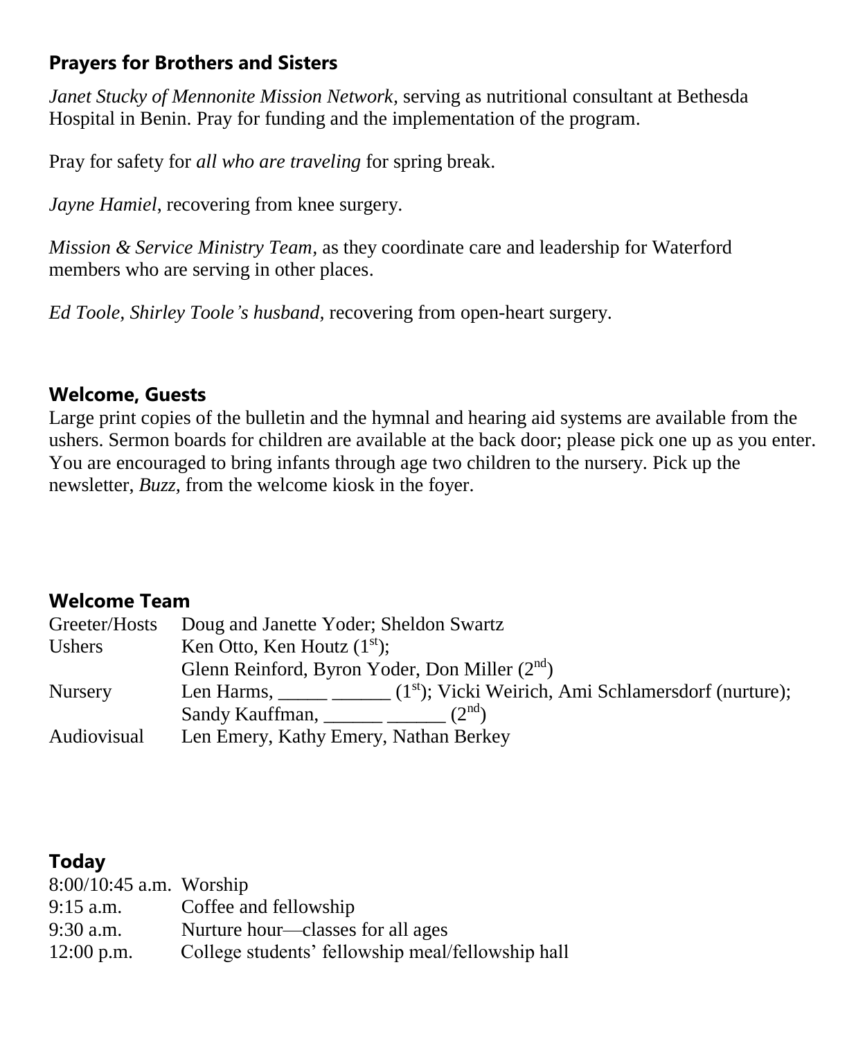## Prayers for Brothers and Sisters

*Janet Stucky of Mennonite Mission Network,* serving as nutritional consultant at Bethesda Hospital in Benin. Pray for funding and the implementation of the program.

Pray for safety for *all who are traveling* for spring break.

*Jayne Hamiel*, recovering from knee surgery.

*Mission & Service Ministry Team,* as they coordinate care and leadership for Waterford members who are serving in other places.

*Ed Toole, Shirley Toole's husband*, recovering from open-heart surgery.

## Welcome, Guests

Large print copies of the bulletin and the hymnal and hearing aid systems are available from the ushers. Sermon boards for children are available at the back door; please pick one up as you enter. You are encouraged to bring infants through age two children to the nursery. Pick up the newsletter, *Buzz,* from the welcome kiosk in the foyer.

## Welcome Team

| | |
|---|---|
| Greeter/Hosts | Doug and Janette Yoder; Sheldon Swartz |
| Ushers | Ken Otto, Ken Houtz (1st); Glenn Reinford, Byron Yoder, Don Miller (2nd) |
| Nursery | Len Harms, _____ ______ (1st); Vicki Weirich, Ami Schlamersdorf (nurture); Sandy Kauffman, ______ ______ (2nd) |
| Audiovisual | Len Emery, Kathy Emery, Nathan Berkey |

## Today

| | |
|---|---|
| 8:00/10:45 a.m. | Worship |
| 9:15 a.m. | Coffee and fellowship |
| 9:30 a.m. | Nurture hour—classes for all ages |
| 12:00 p.m. | College students' fellowship meal/fellowship hall |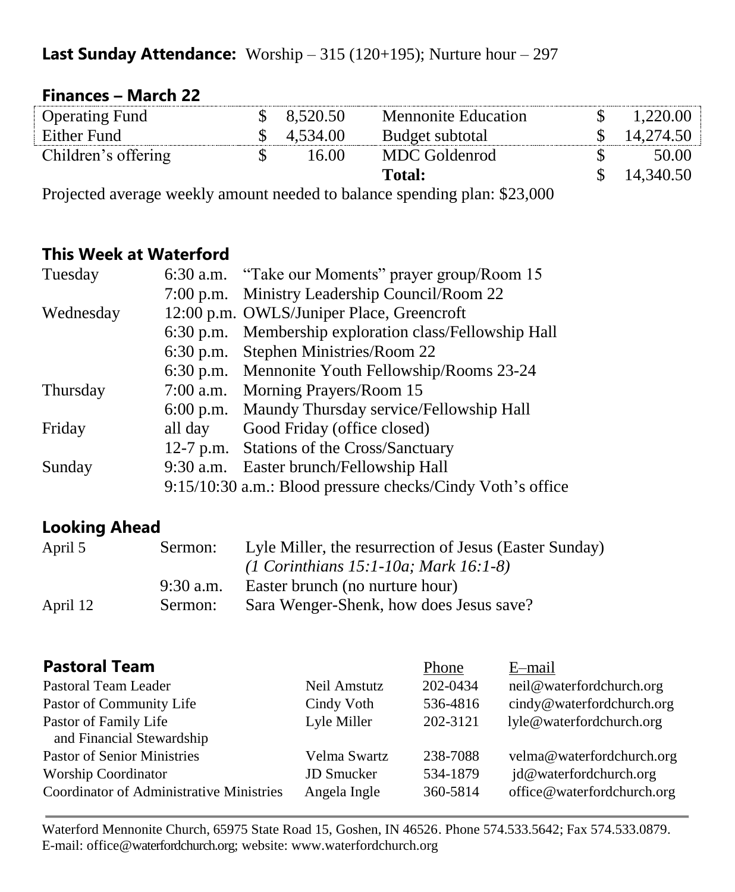**Last Sunday Attendance:** Worship – 315 (120+195); Nurture hour – 297

## Finances – March 22

| | | | |
|---|---|---|---|
| Operating Fund | $ 8,520.50 | Mennonite Education | $ 1,220.00 |
| Either Fund | $ 4,534.00 | Budget subtotal | $ 14,274.50 |
| Children's offering | $ 16.00 | MDC Goldenrod | $ 50.00 |
| | | **Total:** | $ 14,340.50 |

Projected average weekly amount needed to balance spending plan: $23,000

## This Week at Waterford

| | | |
|---|---|---|
| Tuesday | 6:30 a.m. | "Take our Moments" prayer group/Room 15 |
| | 7:00 p.m. | Ministry Leadership Council/Room 22 |
| Wednesday | 12:00 p.m. | OWLS/Juniper Place, Greencroft |
| | 6:30 p.m. | Membership exploration class/Fellowship Hall |
| | 6:30 p.m. | Stephen Ministries/Room 22 |
| | 6:30 p.m. | Mennonite Youth Fellowship/Rooms 23-24 |
| Thursday | 7:00 a.m. | Morning Prayers/Room 15 |
| | 6:00 p.m. | Maundy Thursday service/Fellowship Hall |
| Friday | all day | Good Friday (office closed) |
| | 12-7 p.m. | Stations of the Cross/Sanctuary |
| Sunday | 9:30 a.m. | Easter brunch/Fellowship Hall |
| | 9:15/10:30 a.m.: Blood pressure checks/Cindy Voth's office | |

## Looking Ahead

| | | |
|---|---|---|
| April 5 | Sermon: | Lyle Miller, the resurrection of Jesus (Easter Sunday) *(1 Corinthians 15:1-10a; Mark 16:1-8)* |
| | 9:30 a.m. | Easter brunch (no nurture hour) |
| April 12 | Sermon: | Sara Wenger-Shenk, how does Jesus save? |

## Pastoral Team

| | | Phone | E–mail |
|---|---|---|---|
| Pastoral Team Leader | Neil Amstutz | 202-0434 | neil@waterfordchurch.org |
| Pastor of Community Life | Cindy Voth | 536-4816 | cindy@waterfordchurch.org |
| Pastor of Family Life and Financial Stewardship | Lyle Miller | 202-3121 | lyle@waterfordchurch.org |
| Pastor of Senior Ministries | Velma Swartz | 238-7088 | velma@waterfordchurch.org |
| Worship Coordinator | JD Smucker | 534-1879 | jd@waterfordchurch.org |
| Coordinator of Administrative Ministries | Angela Ingle | 360-5814 | office@waterfordchurch.org |

Waterford Mennonite Church, 65975 State Road 15, Goshen, IN 46526. Phone 574.533.5642; Fax 574.533.0879. E-mail: office@waterfordchurch.org; website: www.waterfordchurch.org